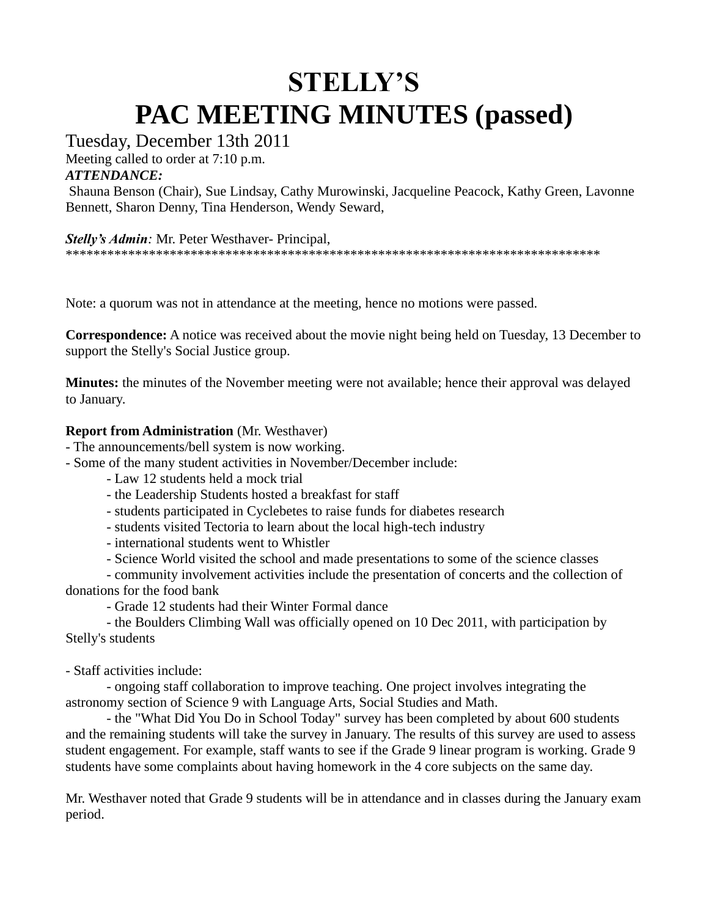# STELLY'S
# PAC MEETING MINUTES (passed)

Tuesday, December 13th 2011

Meeting called to order at 7:10 p.m.

***ATTENDANCE:***

Shauna Benson (Chair), Sue Lindsay, Cathy Murowinski, Jacqueline Peacock, Kathy Green, Lavonne Bennett, Sharon Denny, Tina Henderson, Wendy Seward,

***Stelly's Admin**:* Mr. Peter Westhaver- Principal,

********************************************************************************

Note: a quorum was not in attendance at the meeting, hence no motions were passed.

**Correspondence:** A notice was received about the movie night being held on Tuesday, 13 December to support the Stelly's Social Justice group.

**Minutes:** the minutes of the November meeting were not available; hence their approval was delayed to January.

**Report from Administration** (Mr. Westhaver)

- The announcements/bell system is now working.
- Some of the many student activities in November/December include:
    - Law 12 students held a mock trial
    - the Leadership Students hosted a breakfast for staff
    - students participated in Cyclebetes to raise funds for diabetes research
    - students visited Tectoria to learn about the local high-tech industry
    - international students went to Whistler
    - Science World visited the school and made presentations to some of the science classes
    - community involvement activities include the presentation of concerts and the collection of donations for the food bank
    - Grade 12 students had their Winter Formal dance
    - the Boulders Climbing Wall was officially opened on 10 Dec 2011, with participation by Stelly's students

- Staff activities include:
    - ongoing staff collaboration to improve teaching. One project involves integrating the astronomy section of Science 9 with Language Arts, Social Studies and Math.
    - the "What Did You Do in School Today" survey has been completed by about 600 students and the remaining students will take the survey in January. The results of this survey are used to assess student engagement. For example, staff wants to see if the Grade 9 linear program is working. Grade 9 students have some complaints about having homework in the 4 core subjects on the same day.

Mr. Westhaver noted that Grade 9 students will be in attendance and in classes during the January exam period.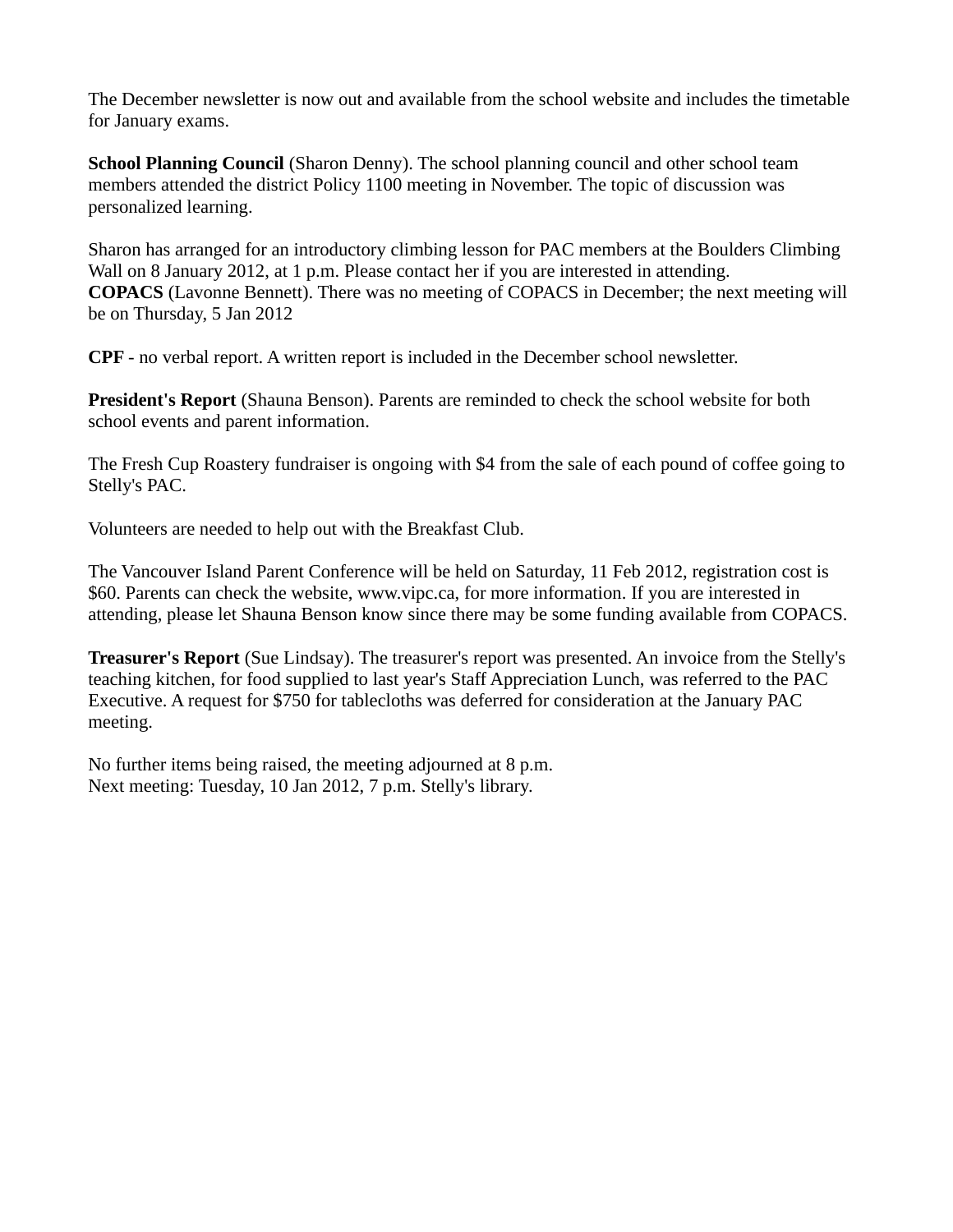The December newsletter is now out and available from the school website and includes the timetable for January exams.

**School Planning Council** (Sharon Denny). The school planning council and other school team members attended the district Policy 1100 meeting in November. The topic of discussion was personalized learning.

Sharon has arranged for an introductory climbing lesson for PAC members at the Boulders Climbing Wall on 8 January 2012, at 1 p.m. Please contact her if you are interested in attending.
**COPACS** (Lavonne Bennett). There was no meeting of COPACS in December; the next meeting will be on Thursday, 5 Jan 2012

**CPF** - no verbal report. A written report is included in the December school newsletter.

**President's Report** (Shauna Benson). Parents are reminded to check the school website for both school events and parent information.

The Fresh Cup Roastery fundraiser is ongoing with $4 from the sale of each pound of coffee going to Stelly's PAC.

Volunteers are needed to help out with the Breakfast Club.

The Vancouver Island Parent Conference will be held on Saturday, 11 Feb 2012, registration cost is $60. Parents can check the website, www.vipc.ca, for more information. If you are interested in attending, please let Shauna Benson know since there may be some funding available from COPACS.

**Treasurer's Report** (Sue Lindsay). The treasurer's report was presented. An invoice from the Stelly's teaching kitchen, for food supplied to last year's Staff Appreciation Lunch, was referred to the PAC Executive. A request for $750 for tablecloths was deferred for consideration at the January PAC meeting.

No further items being raised, the meeting adjourned at 8 p.m.
Next meeting: Tuesday, 10 Jan 2012, 7 p.m. Stelly's library.